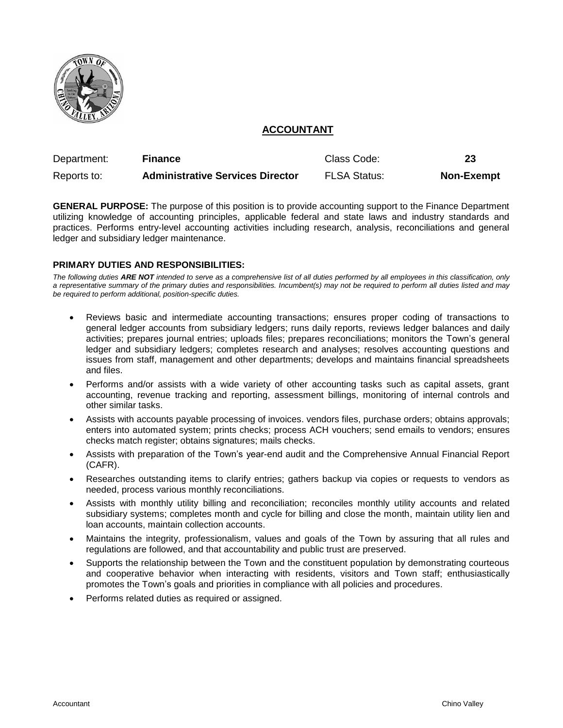# ACCOUNTANT

| Department: | **Finance** | Class Code: | **23** |
| --- | --- | --- | --- |
| Reports to: | **Administrative Services Director** | FLSA Status: | **Non-Exempt** |

**GENERAL PURPOSE:** The purpose of this position is to provide accounting support to the Finance Department utilizing knowledge of accounting principles, applicable federal and state laws and industry standards and practices. Performs entry-level accounting activities including research, analysis, reconciliations and general ledger and subsidiary ledger maintenance.

**PRIMARY DUTIES AND RESPONSIBILITIES:**

*The following duties **ARE NOT** intended to serve as a comprehensive list of all duties performed by all employees in this classification, only a representative summary of the primary duties and responsibilities. Incumbent(s) may not be required to perform all duties listed and may be required to perform additional, position-specific duties.*

- Reviews basic and intermediate accounting transactions; ensures proper coding of transactions to general ledger accounts from subsidiary ledgers; runs daily reports, reviews ledger balances and daily activities; prepares journal entries; uploads files; prepares reconciliations; monitors the Town's general ledger and subsidiary ledgers; completes research and analyses; resolves accounting questions and issues from staff, management and other departments; develops and maintains financial spreadsheets and files.
- Performs and/or assists with a wide variety of other accounting tasks such as capital assets, grant accounting, revenue tracking and reporting, assessment billings, monitoring of internal controls and other similar tasks.
- Assists with accounts payable processing of invoices. vendors files, purchase orders; obtains approvals; enters into automated system; prints checks; process ACH vouchers; send emails to vendors; ensures checks match register; obtains signatures; mails checks.
- Assists with preparation of the Town's year-end audit and the Comprehensive Annual Financial Report (CAFR).
- Researches outstanding items to clarify entries; gathers backup via copies or requests to vendors as needed, process various monthly reconciliations.
- Assists with monthly utility billing and reconciliation; reconciles monthly utility accounts and related subsidiary systems; completes month and cycle for billing and close the month, maintain utility lien and loan accounts, maintain collection accounts.
- Maintains the integrity, professionalism, values and goals of the Town by assuring that all rules and regulations are followed, and that accountability and public trust are preserved.
- Supports the relationship between the Town and the constituent population by demonstrating courteous and cooperative behavior when interacting with residents, visitors and Town staff; enthusiastically promotes the Town's goals and priorities in compliance with all policies and procedures.
- Performs related duties as required or assigned.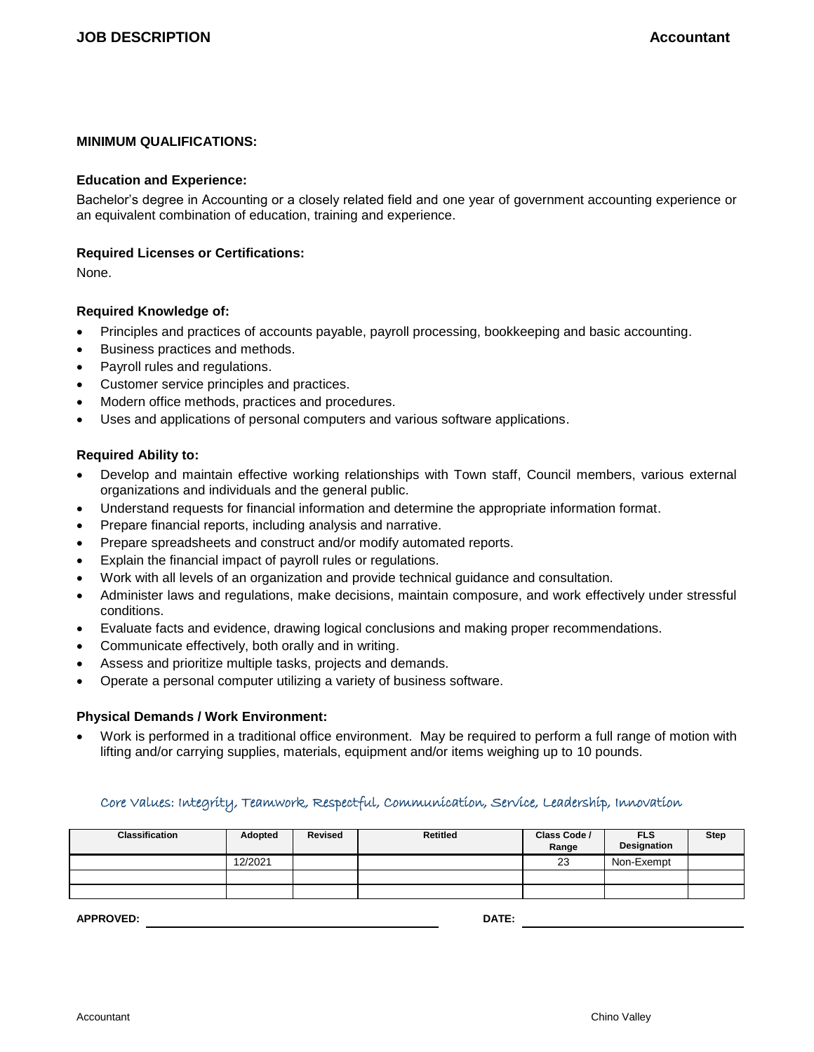## MINIMUM QUALIFICATIONS:

### Education and Experience:

Bachelor's degree in Accounting or a closely related field and one year of government accounting experience or an equivalent combination of education, training and experience.

### Required Licenses or Certifications:

None.

### Required Knowledge of:

- Principles and practices of accounts payable, payroll processing, bookkeeping and basic accounting.
- Business practices and methods.
- Payroll rules and regulations.
- Customer service principles and practices.
- Modern office methods, practices and procedures.
- Uses and applications of personal computers and various software applications.

### Required Ability to:

- Develop and maintain effective working relationships with Town staff, Council members, various external organizations and individuals and the general public.
- Understand requests for financial information and determine the appropriate information format.
- Prepare financial reports, including analysis and narrative.
- Prepare spreadsheets and construct and/or modify automated reports.
- Explain the financial impact of payroll rules or regulations.
- Work with all levels of an organization and provide technical guidance and consultation.
- Administer laws and regulations, make decisions, maintain composure, and work effectively under stressful conditions.
- Evaluate facts and evidence, drawing logical conclusions and making proper recommendations.
- Communicate effectively, both orally and in writing.
- Assess and prioritize multiple tasks, projects and demands.
- Operate a personal computer utilizing a variety of business software.

### Physical Demands / Work Environment:

- Work is performed in a traditional office environment. May be required to perform a full range of motion with lifting and/or carrying supplies, materials, equipment and/or items weighing up to 10 pounds.

*Core Values: Integrity, Teamwork, Respectful, Communication, Service, Leadership, Innovation*

| Classification | Adopted | Revised | Retitled | Class Code / Range | FLS Designation | Step |
|---|---|---|---|---|---|---|
| | 12/2021 | | | 23 | Non-Exempt | |
| | | | | | | |
| | | | | | | |

**APPROVED:** \_\_\_\_\_\_\_\_\_\_\_\_\_\_\_\_\_\_\_\_\_\_\_\_\_\_\_\_\_\_ **DATE:** \_\_\_\_\_\_\_\_\_\_\_\_\_\_\_\_\_\_\_\_